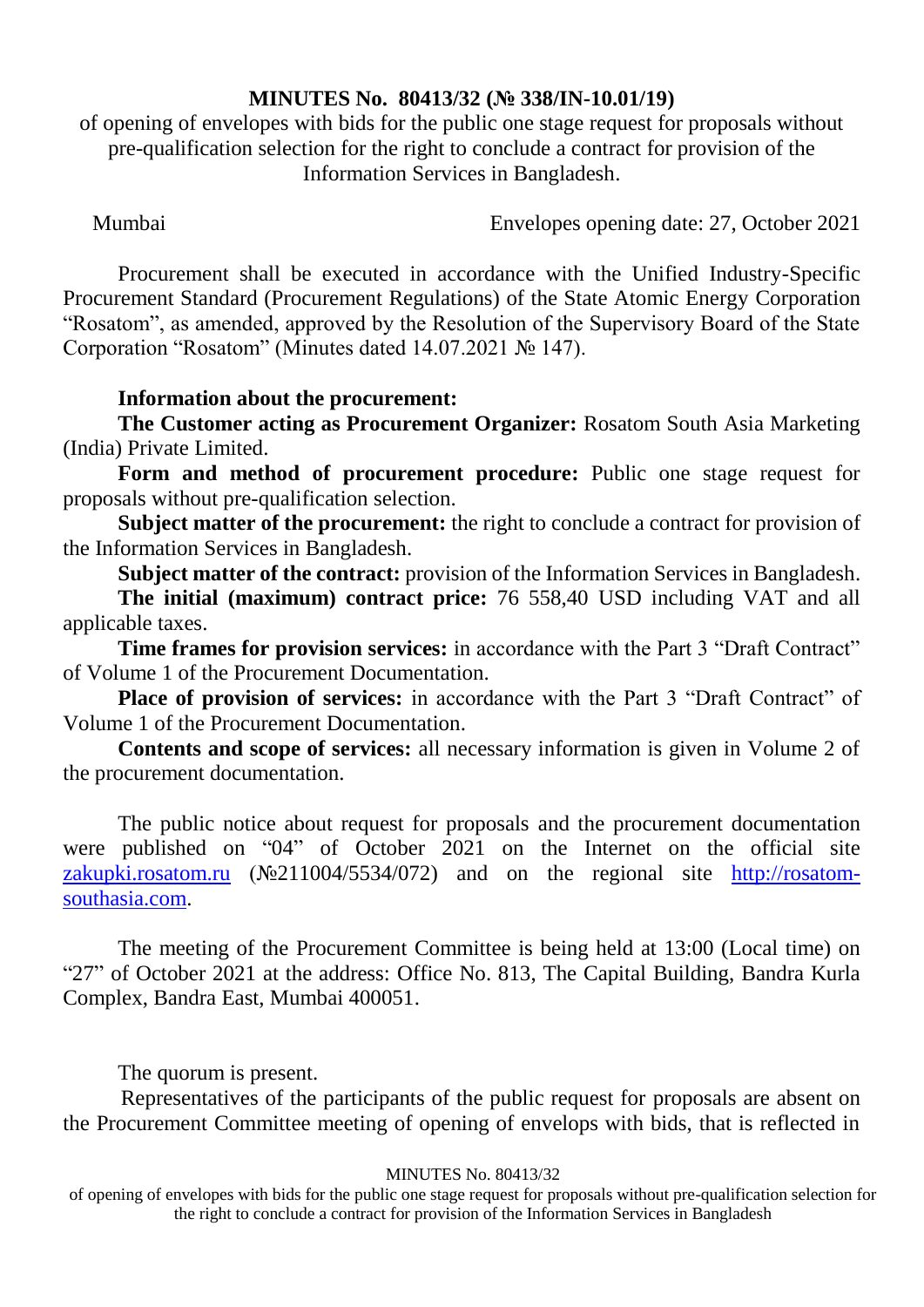**MINUTES No. 80413/32 (№ 338/IN-10.01/19)**

of opening of envelopes with bids for the public one stage request for proposals without pre-qualification selection for the right to conclude a contract for provision of the Information Services in Bangladesh.

Mumbai                                                                Envelopes opening date: 27, October 2021

Procurement shall be executed in accordance with the Unified Industry-Specific Procurement Standard (Procurement Regulations) of the State Atomic Energy Corporation "Rosatom", as amended, approved by the Resolution of the Supervisory Board of the State Corporation "Rosatom" (Minutes dated 14.07.2021 № 147).

**Information about the procurement:**

**The Customer acting as Procurement Organizer:** Rosatom South Asia Marketing (India) Private Limited.

**Form and method of procurement procedure:** Public one stage request for proposals without pre-qualification selection.

**Subject matter of the procurement:** the right to conclude a contract for provision of the Information Services in Bangladesh.

**Subject matter of the contract:** provision of the Information Services in Bangladesh.

**The initial (maximum) contract price:** 76 558,40 USD including VAT and all applicable taxes.

**Time frames for provision services:** in accordance with the Part 3 "Draft Contract" of Volume 1 of the Procurement Documentation.

**Place of provision of services:** in accordance with the Part 3 "Draft Contract" of Volume 1 of the Procurement Documentation.

**Contents and scope of services:** all necessary information is given in Volume 2 of the procurement documentation.

The public notice about request for proposals and the procurement documentation were published on "04" of October 2021 on the Internet on the official site zakupki.rosatom.ru (№211004/5534/072) and on the regional site http://rosatom-southasia.com.

The meeting of the Procurement Committee is being held at 13:00 (Local time) on "27" of October 2021 at the address: Office No. 813, The Capital Building, Bandra Kurla Complex, Bandra East, Mumbai 400051.

The quorum is present.

Representatives of the participants of the public request for proposals are absent on the Procurement Committee meeting of opening of envelops with bids, that is reflected in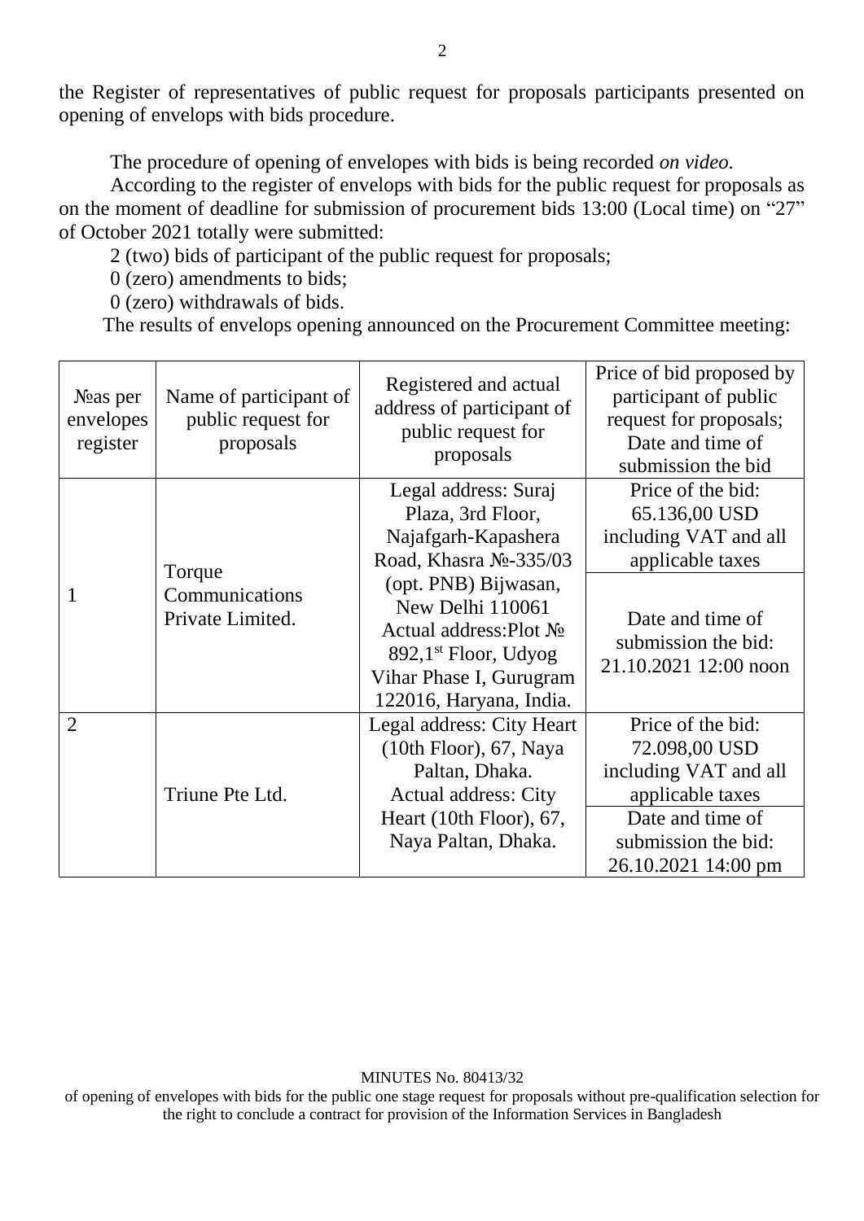the Register of representatives of public request for proposals participants presented on opening of envelops with bids procedure.

The procedure of opening of envelopes with bids is being recorded *on video.*

According to the register of envelops with bids for the public request for proposals as on the moment of deadline for submission of procurement bids 13:00 (Local time) on "27" of October 2021 totally were submitted:

2 (two) bids of participant of the public request for proposals;

0 (zero) amendments to bids;

0 (zero) withdrawals of bids.

The results of envelops opening announced on the Procurement Committee meeting:

| №as per envelopes register | Name of participant of public request for proposals | Registered and actual address of participant of public request for proposals | Price of bid proposed by participant of public request for proposals; Date and time of submission the bid |
|---|---|---|---|
| 1 | Torque Communications Private Limited. | Legal address: Suraj Plaza, 3rd Floor, Najafgarh-Kapashera Road, Khasra №-335/03 (opt. PNB) Bijwasan, New Delhi 110061 Actual address:Plot № 892,1st Floor, Udyog Vihar Phase I, Gurugram 122016, Haryana, India. | Price of the bid: 65.136,00 USD including VAT and all applicable taxes<br><br>Date and time of submission the bid: 21.10.2021 12:00 noon |
| 2 | Triune Pte Ltd. | Legal address: City Heart (10th Floor), 67, Naya Paltan, Dhaka. Actual address: City Heart (10th Floor), 67, Naya Paltan, Dhaka. | Price of the bid: 72.098,00 USD including VAT and all applicable taxes<br><br>Date and time of submission the bid: 26.10.2021 14:00 pm |

MINUTES No. 80413/32

of opening of envelopes with bids for the public one stage request for proposals without pre-qualification selection for the right to conclude a contract for provision of the Information Services in Bangladesh